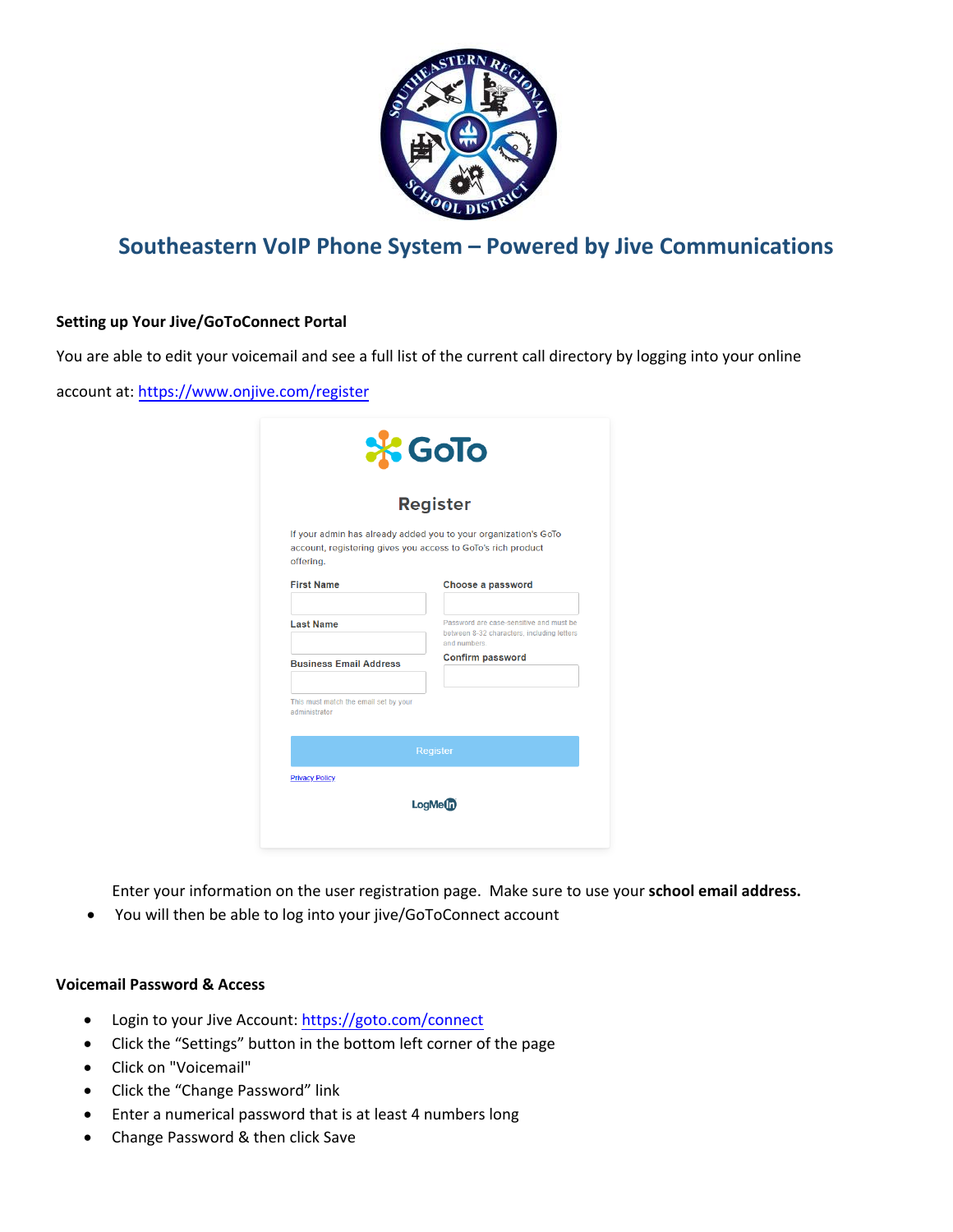# Southeastern VoIP Phone System – Powered by Jive Communications

**Setting up Your Jive/GoToConnect Portal**

You are able to edit your voicemail and see a full list of the current call directory by logging into your online account at: https://www.onjive.com/register

Enter your information on the user registration page. Make sure to use your **school email address.**

- You will then be able to log into your jive/GoToConnect account

**Voicemail Password & Access**

- Login to your Jive Account: https://goto.com/connect
- Click the "Settings" button in the bottom left corner of the page
- Click on "Voicemail"
- Click the "Change Password" link
- Enter a numerical password that is at least 4 numbers long
- Change Password & then click Save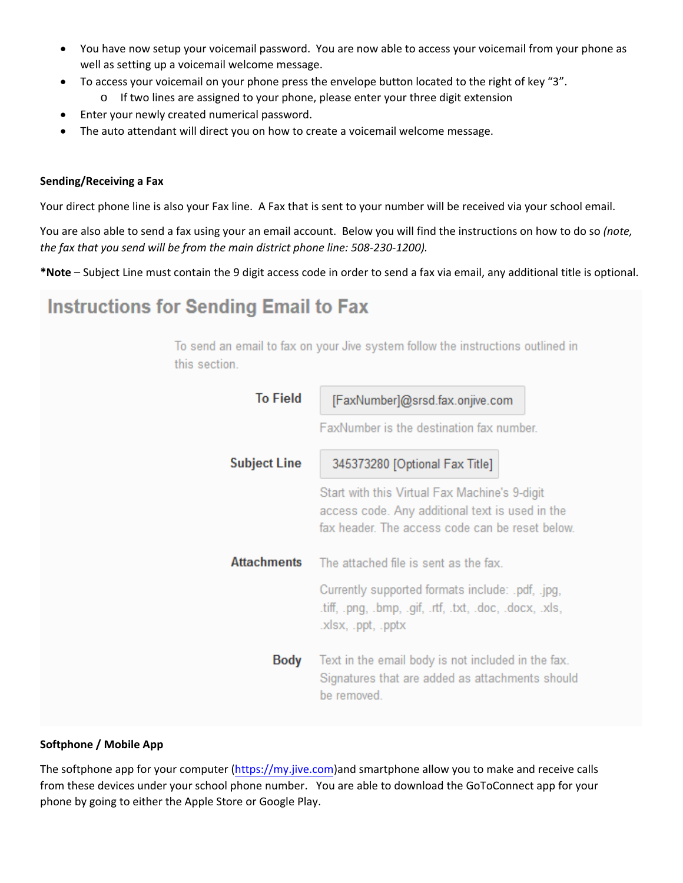- You have now setup your voicemail password. You are now able to access your voicemail from your phone as well as setting up a voicemail welcome message.
- To access your voicemail on your phone press the envelope button located to the right of key "3".
  - If two lines are assigned to your phone, please enter your three digit extension
- Enter your newly created numerical password.
- The auto attendant will direct you on how to create a voicemail welcome message.

**Sending/Receiving a Fax**

Your direct phone line is also your Fax line. A Fax that is sent to your number will be received via your school email.

You are also able to send a fax using your an email account. Below you will find the instructions on how to do so *(note, the fax that you send will be from the main district phone line: 508-230-1200).*

***Note** – Subject Line must contain the 9 digit access code in order to send a fax via email, any additional title is optional.

## Instructions for Sending Email to Fax

To send an email to fax on your Jive system follow the instructions outlined in this section.

| | |
|---|---|
| **To Field** | [FaxNumber]@srsd.fax.onjive.com<br>FaxNumber is the destination fax number. |
| **Subject Line** | 345373280 [Optional Fax Title]<br>Start with this Virtual Fax Machine's 9-digit access code. Any additional text is used in the fax header. The access code can be reset below. |
| **Attachments** | The attached file is sent as the fax.<br>Currently supported formats include: .pdf, .jpg, .tiff, .png, .bmp, .gif, .rtf, .txt, .doc, .docx, .xls, .xlsx, .ppt, .pptx |
| **Body** | Text in the email body is not included in the fax. Signatures that are added as attachments should be removed. |

**Softphone / Mobile App**

The softphone app for your computer (https://my.jive.com)and smartphone allow you to make and receive calls from these devices under your school phone number. You are able to download the GoToConnect app for your phone by going to either the Apple Store or Google Play.